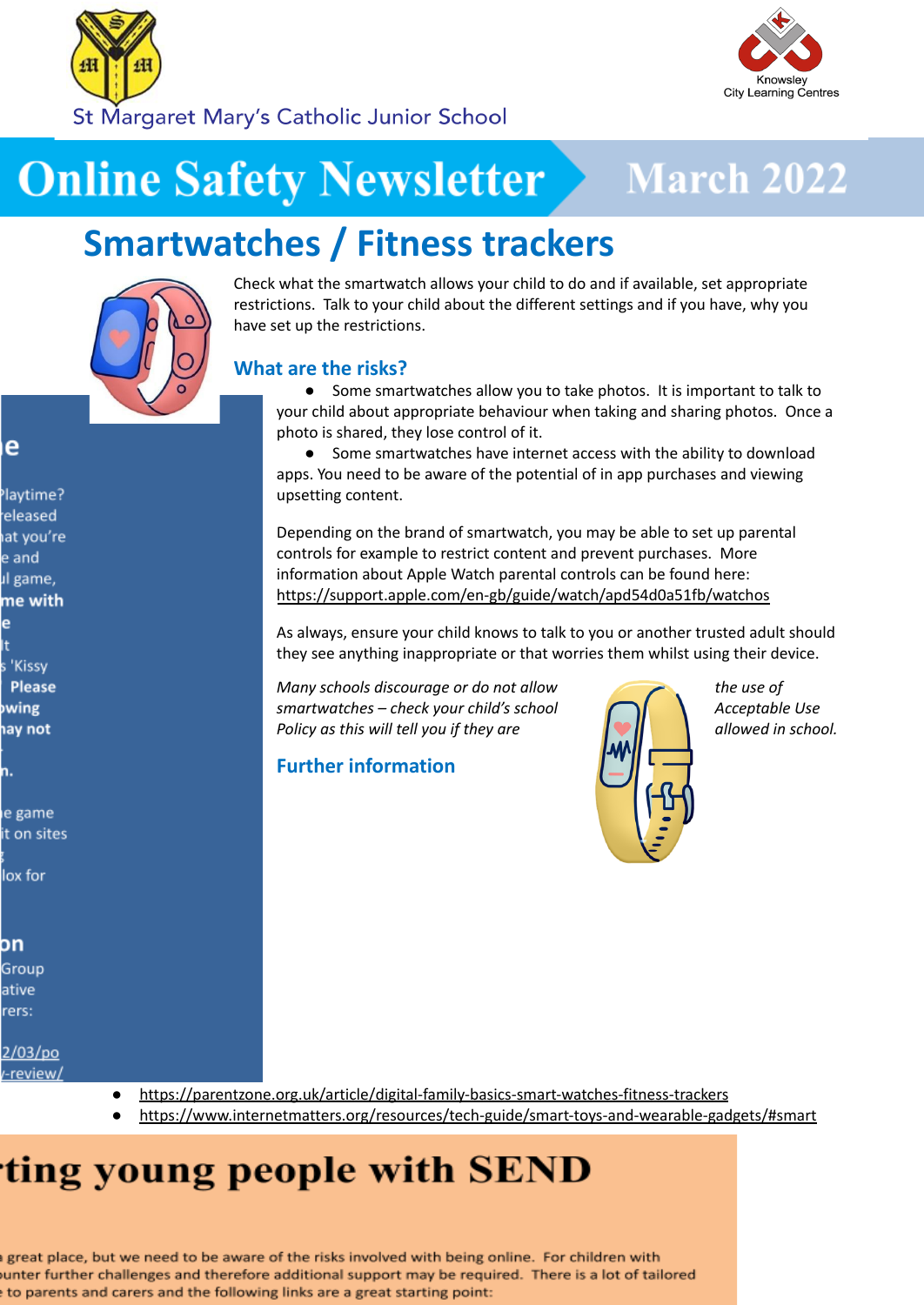St Margaret Mary's Catholic Junior School

Knowsley City Learning Centres

# Online Safety Newsletter March 2022

## Smartwatches / Fitness trackers

Check what the smartwatch allows your child to do and if available, set appropriate restrictions. Talk to your child about the different settings and if you have, why you have set up the restrictions.

### What are the risks?

- Some smartwatches allow you to take photos. It is important to talk to your child about appropriate behaviour when taking and sharing photos. Once a photo is shared, they lose control of it.
- Some smartwatches have internet access with the ability to download apps. You need to be aware of the potential of in app purchases and viewing upsetting content.

Depending on the brand of smartwatch, you may be able to set up parental controls for example to restrict content and prevent purchases. More information about Apple Watch parental controls can be found here: https://support.apple.com/en-gb/guide/watch/apd54d0a51fb/watchos

As always, ensure your child knows to talk to you or another trusted adult should they see anything inappropriate or that worries them whilst using their device.

*Many schools discourage or do not allow the use of smartwatches – check your child's school Acceptable Use Policy as this will tell you if they are allowed in school.*

### Further information

- https://parentzone.org.uk/article/digital-family-basics-smart-watches-fitness-trackers
- https://www.internetmatters.org/resources/tech-guide/smart-toys-and-wearable-gadgets/#smart

e

Playtime? released at you're e and ul game, **me with** e It s 'Kissy **Please** **owing** **hay not** **n.**

e game it on sites lox for

on

Group ative rers:

2/03/po -review/

# ting young people with SEND

great place, but we need to be aware of the risks involved with being online. For children with unter further challenges and therefore additional support may be required. There is a lot of tailored to parents and carers and the following links are a great starting point: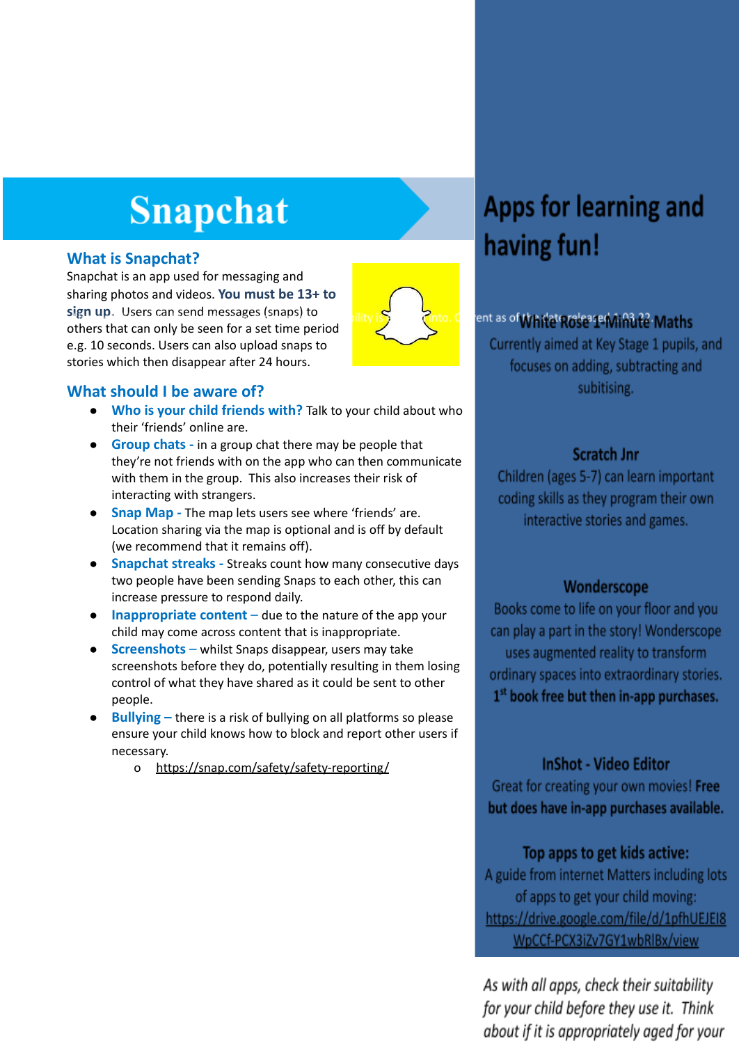# Snapchat

## What is Snapchat?

Snapchat is an app used for messaging and sharing photos and videos. **You must be 13+ to sign up.** Users can send messages (snaps) to others that can only be seen for a set time period e.g. 10 seconds. Users can also upload snaps to stories which then disappear after 24 hours.

## What should I be aware of?

- **Who is your child friends with?** Talk to your child about who their 'friends' online are.
- **Group chats -** in a group chat there may be people that they're not friends with on the app who can then communicate with them in the group. This also increases their risk of interacting with strangers.
- **Snap Map -** The map lets users see where 'friends' are. Location sharing via the map is optional and is off by default (we recommend that it remains off).
- **Snapchat streaks -** Streaks count how many consecutive days two people have been sending Snaps to each other, this can increase pressure to respond daily.
- **Inappropriate content –** due to the nature of the app your child may come across content that is inappropriate.
- **Screenshots –** whilst Snaps disappear, users may take screenshots before they do, potentially resulting in them losing control of what they have shared as it could be sent to other people.
- **Bullying –** there is a risk of bullying on all platforms so please ensure your child knows how to block and report other users if necessary.
  - https://snap.com/safety/safety-reporting/

# Apps for learning and having fun!

### White Rose 1-Minute Maths

Currently aimed at Key Stage 1 pupils, and focuses on adding, subtracting and subitising.

### Scratch Jnr

Children (ages 5-7) can learn important coding skills as they program their own interactive stories and games.

### Wonderscope

Books come to life on your floor and you can play a part in the story! Wonderscope uses augmented reality to transform ordinary spaces into extraordinary stories. **1st book free but then in-app purchases.**

### InShot - Video Editor

Great for creating your own movies! **Free but does have in-app purchases available.**

### Top apps to get kids active:

A guide from internet Matters including lots of apps to get your child moving: https://drive.google.com/file/d/1pfhUEJEI8WpCCf-PCX3iZv7GY1wbRIBx/view

*As with all apps, check their suitability for your child before they use it. Think about if it is appropriately aged for your*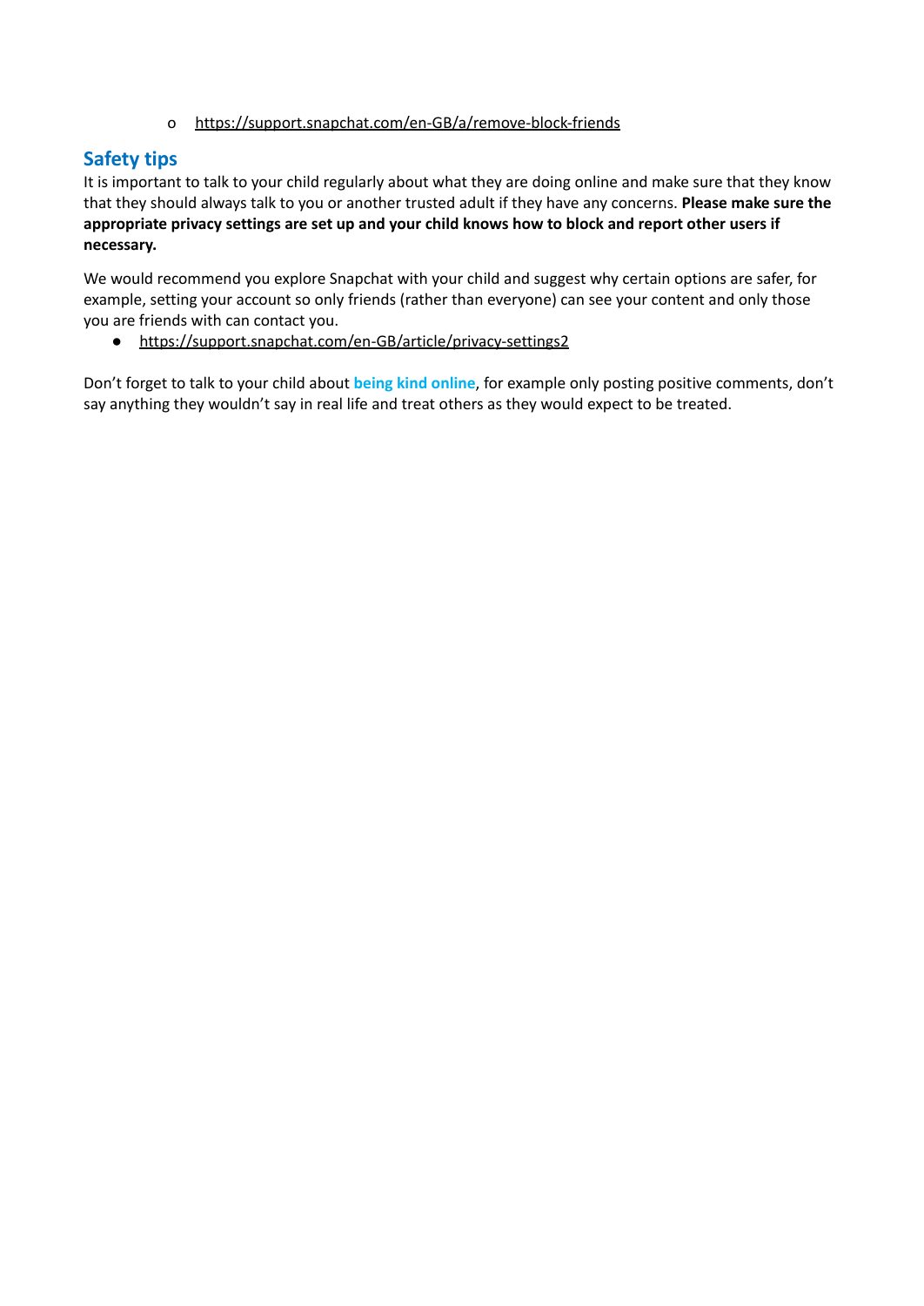- https://support.snapchat.com/en-GB/a/remove-block-friends

## Safety tips

It is important to talk to your child regularly about what they are doing online and make sure that they know that they should always talk to you or another trusted adult if they have any concerns. **Please make sure the appropriate privacy settings are set up and your child knows how to block and report other users if necessary.**

We would recommend you explore Snapchat with your child and suggest why certain options are safer, for example, setting your account so only friends (rather than everyone) can see your content and only those you are friends with can contact you.

- https://support.snapchat.com/en-GB/article/privacy-settings2

Don't forget to talk to your child about **being kind online**, for example only posting positive comments, don't say anything they wouldn't say in real life and treat others as they would expect to be treated.